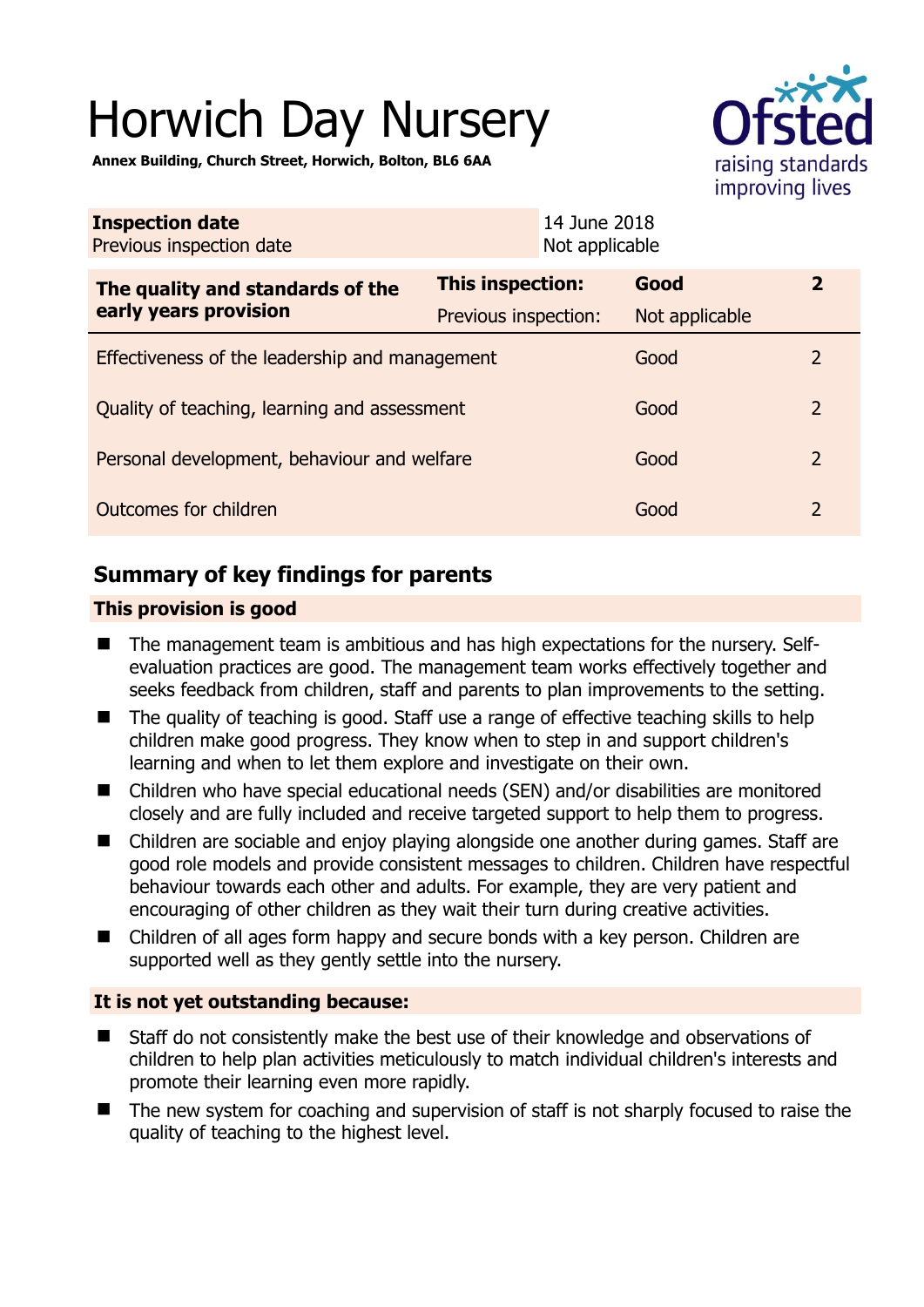# Horwich Day Nursery

**Annex Building, Church Street, Horwich, Bolton, BL6 6AA**

| | |
|---|---|
| **Inspection date** | 14 June 2018 |
| Previous inspection date | Not applicable |

| **The quality and standards of the early years provision** | **This inspection:** | **Good** | **2** |
|---|---|---|---|
| | Previous inspection: | Not applicable | |
| Effectiveness of the leadership and management | | Good | 2 |
| Quality of teaching, learning and assessment | | Good | 2 |
| Personal development, behaviour and welfare | | Good | 2 |
| Outcomes for children | | Good | 2 |

## Summary of key findings for parents

### This provision is good

- The management team is ambitious and has high expectations for the nursery. Self-evaluation practices are good. The management team works effectively together and seeks feedback from children, staff and parents to plan improvements to the setting.
- The quality of teaching is good. Staff use a range of effective teaching skills to help children make good progress. They know when to step in and support children's learning and when to let them explore and investigate on their own.
- Children who have special educational needs (SEN) and/or disabilities are monitored closely and are fully included and receive targeted support to help them to progress.
- Children are sociable and enjoy playing alongside one another during games. Staff are good role models and provide consistent messages to children. Children have respectful behaviour towards each other and adults. For example, they are very patient and encouraging of other children as they wait their turn during creative activities.
- Children of all ages form happy and secure bonds with a key person. Children are supported well as they gently settle into the nursery.

### It is not yet outstanding because:

- Staff do not consistently make the best use of their knowledge and observations of children to help plan activities meticulously to match individual children's interests and promote their learning even more rapidly.
- The new system for coaching and supervision of staff is not sharply focused to raise the quality of teaching to the highest level.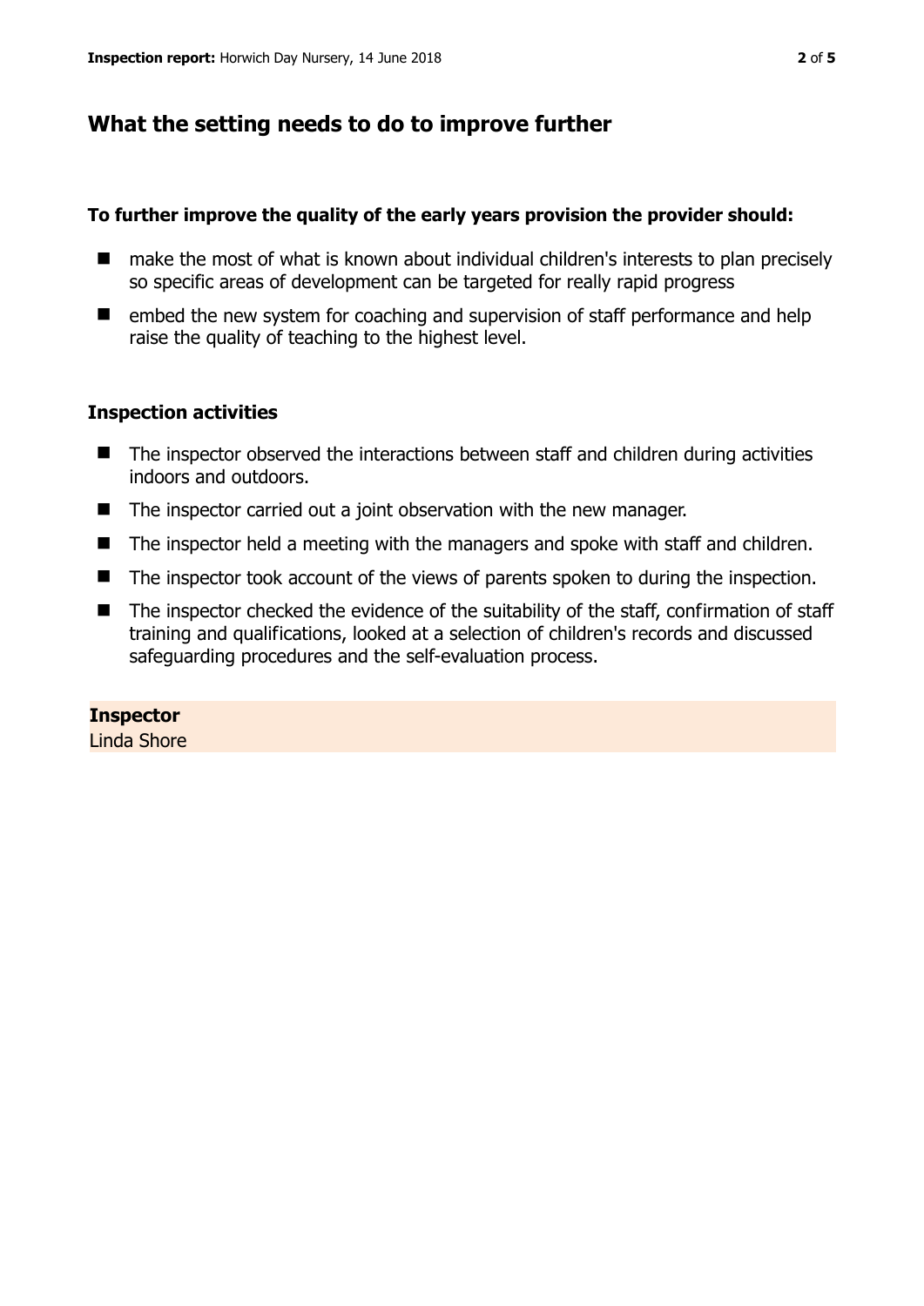## What the setting needs to do to improve further

**To further improve the quality of the early years provision the provider should:**

- make the most of what is known about individual children's interests to plan precisely so specific areas of development can be targeted for really rapid progress
- embed the new system for coaching and supervision of staff performance and help raise the quality of teaching to the highest level.

### Inspection activities

- The inspector observed the interactions between staff and children during activities indoors and outdoors.
- The inspector carried out a joint observation with the new manager.
- The inspector held a meeting with the managers and spoke with staff and children.
- The inspector took account of the views of parents spoken to during the inspection.
- The inspector checked the evidence of the suitability of the staff, confirmation of staff training and qualifications, looked at a selection of children's records and discussed safeguarding procedures and the self-evaluation process.

**Inspector**
Linda Shore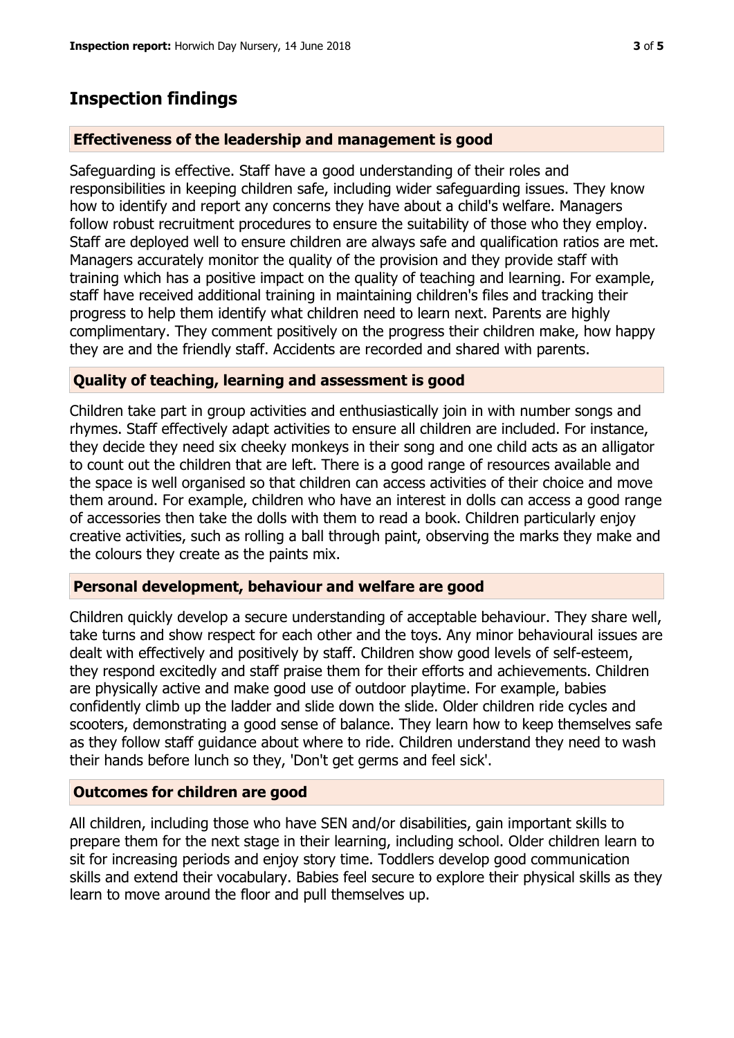## Inspection findings

### Effectiveness of the leadership and management is good

Safeguarding is effective. Staff have a good understanding of their roles and responsibilities in keeping children safe, including wider safeguarding issues. They know how to identify and report any concerns they have about a child's welfare. Managers follow robust recruitment procedures to ensure the suitability of those who they employ. Staff are deployed well to ensure children are always safe and qualification ratios are met. Managers accurately monitor the quality of the provision and they provide staff with training which has a positive impact on the quality of teaching and learning. For example, staff have received additional training in maintaining children's files and tracking their progress to help them identify what children need to learn next. Parents are highly complimentary. They comment positively on the progress their children make, how happy they are and the friendly staff. Accidents are recorded and shared with parents.

### Quality of teaching, learning and assessment is good

Children take part in group activities and enthusiastically join in with number songs and rhymes. Staff effectively adapt activities to ensure all children are included. For instance, they decide they need six cheeky monkeys in their song and one child acts as an alligator to count out the children that are left. There is a good range of resources available and the space is well organised so that children can access activities of their choice and move them around. For example, children who have an interest in dolls can access a good range of accessories then take the dolls with them to read a book. Children particularly enjoy creative activities, such as rolling a ball through paint, observing the marks they make and the colours they create as the paints mix.

### Personal development, behaviour and welfare are good

Children quickly develop a secure understanding of acceptable behaviour. They share well, take turns and show respect for each other and the toys. Any minor behavioural issues are dealt with effectively and positively by staff. Children show good levels of self-esteem, they respond excitedly and staff praise them for their efforts and achievements. Children are physically active and make good use of outdoor playtime. For example, babies confidently climb up the ladder and slide down the slide. Older children ride cycles and scooters, demonstrating a good sense of balance. They learn how to keep themselves safe as they follow staff guidance about where to ride. Children understand they need to wash their hands before lunch so they, 'Don't get germs and feel sick'.

### Outcomes for children are good

All children, including those who have SEN and/or disabilities, gain important skills to prepare them for the next stage in their learning, including school. Older children learn to sit for increasing periods and enjoy story time. Toddlers develop good communication skills and extend their vocabulary. Babies feel secure to explore their physical skills as they learn to move around the floor and pull themselves up.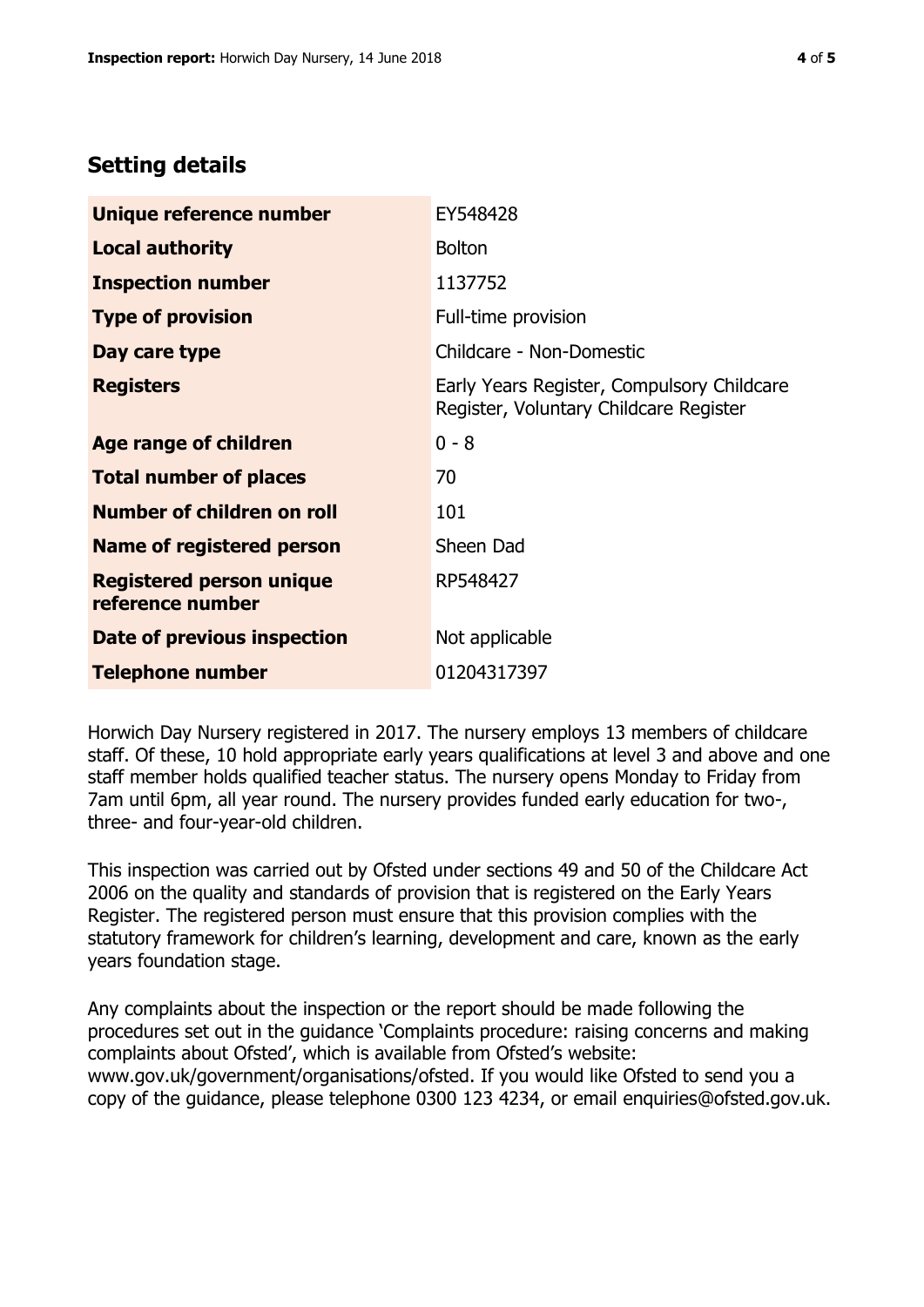## Setting details

| | |
|---|---|
| **Unique reference number** | EY548428 |
| **Local authority** | Bolton |
| **Inspection number** | 1137752 |
| **Type of provision** | Full-time provision |
| **Day care type** | Childcare - Non-Domestic |
| **Registers** | Early Years Register, Compulsory Childcare Register, Voluntary Childcare Register |
| **Age range of children** | 0 - 8 |
| **Total number of places** | 70 |
| **Number of children on roll** | 101 |
| **Name of registered person** | Sheen Dad |
| **Registered person unique reference number** | RP548427 |
| **Date of previous inspection** | Not applicable |
| **Telephone number** | 01204317397 |

Horwich Day Nursery registered in 2017. The nursery employs 13 members of childcare staff. Of these, 10 hold appropriate early years qualifications at level 3 and above and one staff member holds qualified teacher status. The nursery opens Monday to Friday from 7am until 6pm, all year round. The nursery provides funded early education for two-, three- and four-year-old children.

This inspection was carried out by Ofsted under sections 49 and 50 of the Childcare Act 2006 on the quality and standards of provision that is registered on the Early Years Register. The registered person must ensure that this provision complies with the statutory framework for children's learning, development and care, known as the early years foundation stage.

Any complaints about the inspection or the report should be made following the procedures set out in the guidance 'Complaints procedure: raising concerns and making complaints about Ofsted', which is available from Ofsted's website: www.gov.uk/government/organisations/ofsted. If you would like Ofsted to send you a copy of the guidance, please telephone 0300 123 4234, or email enquiries@ofsted.gov.uk.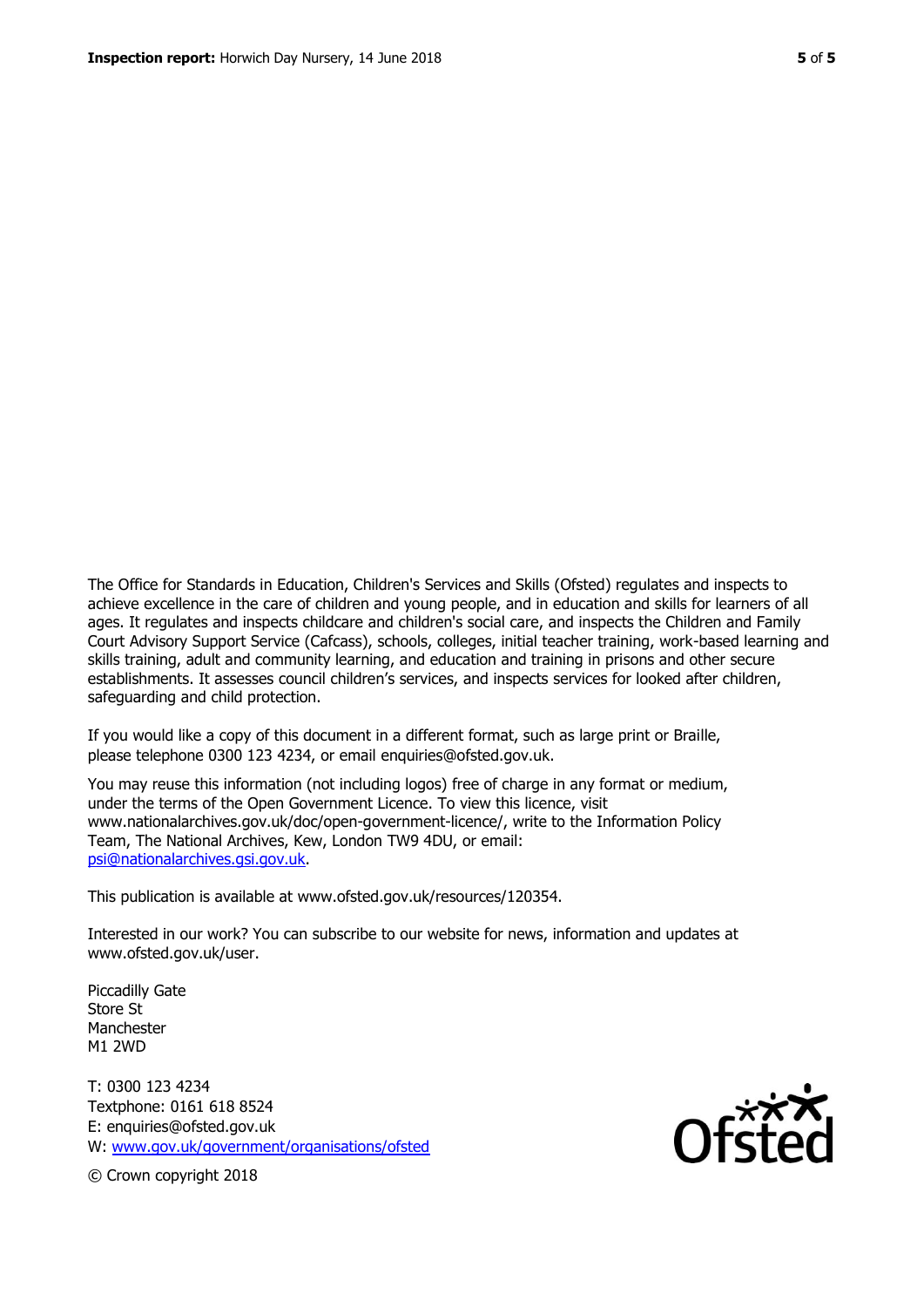The Office for Standards in Education, Children's Services and Skills (Ofsted) regulates and inspects to achieve excellence in the care of children and young people, and in education and skills for learners of all ages. It regulates and inspects childcare and children's social care, and inspects the Children and Family Court Advisory Support Service (Cafcass), schools, colleges, initial teacher training, work-based learning and skills training, adult and community learning, and education and training in prisons and other secure establishments. It assesses council children's services, and inspects services for looked after children, safeguarding and child protection.

If you would like a copy of this document in a different format, such as large print or Braille, please telephone 0300 123 4234, or email enquiries@ofsted.gov.uk.

You may reuse this information (not including logos) free of charge in any format or medium, under the terms of the Open Government Licence. To view this licence, visit www.nationalarchives.gov.uk/doc/open-government-licence/, write to the Information Policy Team, The National Archives, Kew, London TW9 4DU, or email: psi@nationalarchives.gsi.gov.uk.

This publication is available at www.ofsted.gov.uk/resources/120354.

Interested in our work? You can subscribe to our website for news, information and updates at www.ofsted.gov.uk/user.

Piccadilly Gate
Store St
Manchester
M1 2WD

T: 0300 123 4234
Textphone: 0161 618 8524
E: enquiries@ofsted.gov.uk
W: www.gov.uk/government/organisations/ofsted

© Crown copyright 2018